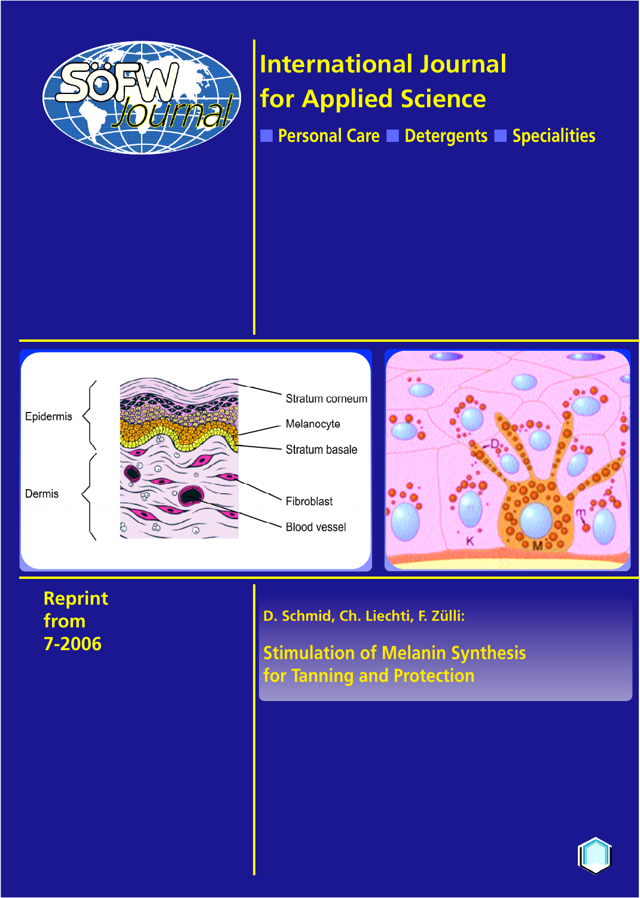# International Journal for Applied Science

■ Personal Care ■ Detergents ■ Specialities

Reprint from 7-2006

D. Schmid, Ch. Liechti, F. Zülli:

## Stimulation of Melanin Synthesis for Tanning and Protection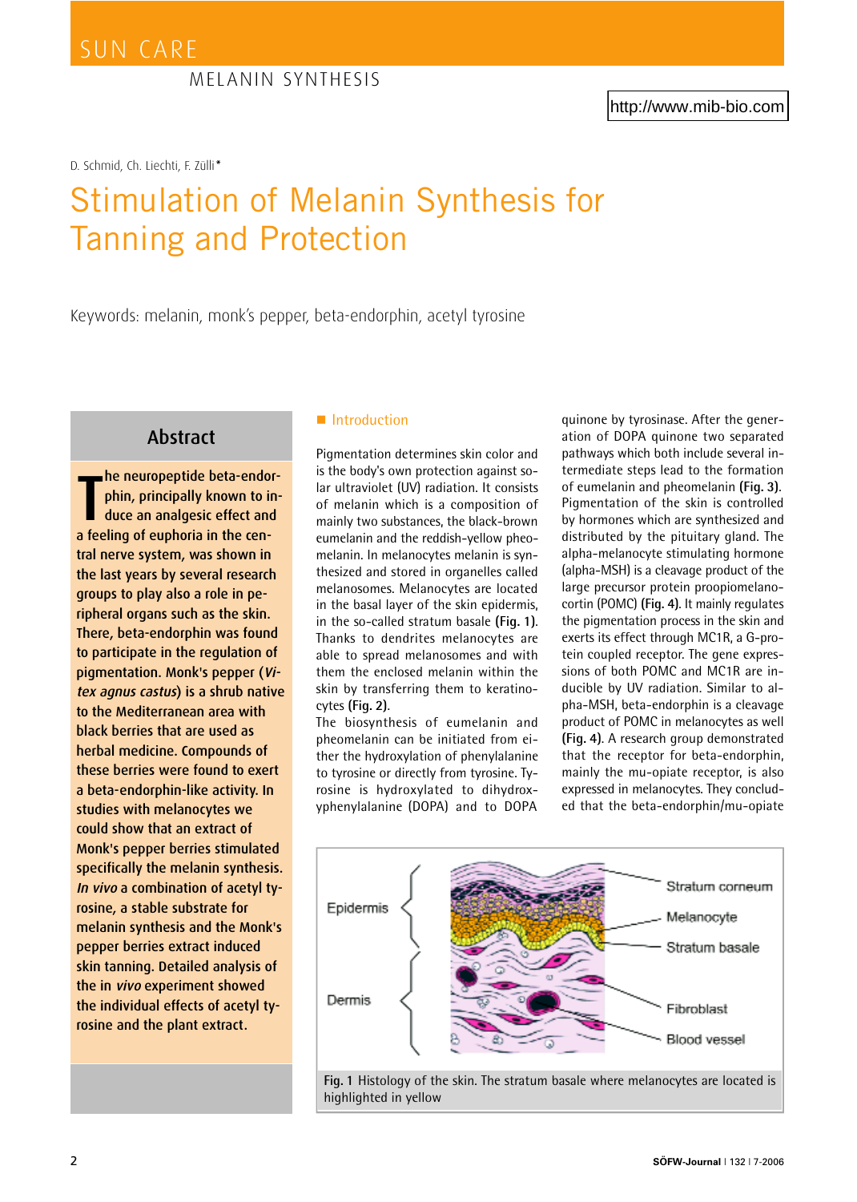SUN CARE

MELANIN SYNTHESIS

http://www.mib-bio.com

D. Schmid, Ch. Liechti, F. Zülli*

# Stimulation of Melanin Synthesis for Tanning and Protection

Keywords: melanin, monk's pepper, beta-endorphin, acetyl tyrosine

## Abstract

**The neuropeptide beta-endorphin, principally known to induce an analgesic effect and a feeling of euphoria in the central nerve system, was shown in the last years by several research groups to play also a role in peripheral organs such as the skin. There, beta-endorphin was found to participate in the regulation of pigmentation. Monk's pepper (*Vitex agnus castus*) is a shrub native to the Mediterranean area with black berries that are used as herbal medicine. Compounds of these berries were found to exert a beta-endorphin-like activity. In studies with melanocytes we could show that an extract of Monk's pepper berries stimulated specifically the melanin synthesis. *In vivo* a combination of acetyl tyrosine, a stable substrate for melanin synthesis and the Monk's pepper berries extract induced skin tanning. Detailed analysis of the in *vivo* experiment showed the individual effects of acetyl tyrosine and the plant extract.**

## Introduction

Pigmentation determines skin color and is the body's own protection against solar ultraviolet (UV) radiation. It consists of melanin which is a composition of mainly two substances, the black-brown eumelanin and the reddish-yellow pheomelanin. In melanocytes melanin is synthesized and stored in organelles called melanosomes. Melanocytes are located in the basal layer of the skin epidermis, in the so-called stratum basale **(Fig. 1)**. Thanks to dendrites melanocytes are able to spread melanosomes and with them the enclosed melanin within the skin by transferring them to keratinocytes **(Fig. 2)**.

The biosynthesis of eumelanin and pheomelanin can be initiated from either the hydroxylation of phenylalanine to tyrosine or directly from tyrosine. Tyrosine is hydroxylated to dihydroxyphenylalanine (DOPA) and to DOPA quinone by tyrosinase. After the generation of DOPA quinone two separated pathways which both include several intermediate steps lead to the formation of eumelanin and pheomelanin **(Fig. 3)**.

Pigmentation of the skin is controlled by hormones which are synthesized and distributed by the pituitary gland. The alpha-melanocyte stimulating hormone (alpha-MSH) is a cleavage product of the large precursor protein proopiomelanocortin (POMC) **(Fig. 4)**. It mainly regulates the pigmentation process in the skin and exerts its effect through MC1R, a G-protein coupled receptor. The gene expressions of both POMC and MC1R are inducible by UV radiation. Similar to alpha-MSH, beta-endorphin is a cleavage product of POMC in melanocytes as well **(Fig. 4)**. A research group demonstrated that the receptor for beta-endorphin, mainly the mu-opiate receptor, is also expressed in melanocytes. They concluded that the beta-endorphin/mu-opiate

Epidermis

Dermis

Stratum corneum

Melanocyte

Stratum basale

Fibroblast

Blood vessel

**Fig. 1** Histology of the skin. The stratum basale where melanocytes are located is highlighted in yellow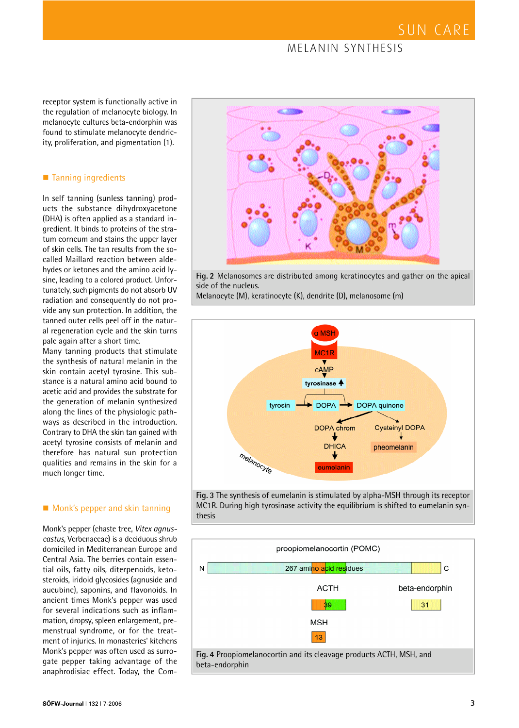receptor system is functionally active in the regulation of melanocyte biology. In melanocyte cultures beta-endorphin was found to stimulate melanocyte dendricity, proliferation, and pigmentation (1).

## Tanning ingredients

In self tanning (sunless tanning) products the substance dihydroxyacetone (DHA) is often applied as a standard ingredient. It binds to proteins of the stratum corneum and stains the upper layer of skin cells. The tan results from the so-called Maillard reaction between aldehydes or ketones and the amino acid lysine, leading to a colored product. Unfortunately, such pigments do not absorb UV radiation and consequently do not provide any sun protection. In addition, the tanned outer cells peel off in the natural regeneration cycle and the skin turns pale again after a short time.
Many tanning products that stimulate the synthesis of natural melanin in the skin contain acetyl tyrosine. This substance is a natural amino acid bound to acetic acid and provides the substrate for the generation of melanin synthesized along the lines of the physiologic pathways as described in the introduction. Contrary to DHA the skin tan gained with acetyl tyrosine consists of melanin and therefore has natural sun protection qualities and remains in the skin for a much longer time.

## Monk's pepper and skin tanning

Monk's pepper (chaste tree, *Vitex agnus-castus*, Verbenaceae) is a deciduous shrub domiciled in Mediterranean Europe and Central Asia. The berries contain essential oils, fatty oils, diterpenoids, ketosteroids, iridoid glycosides (agnuside and aucubine), saponins, and flavonoids. In ancient times Monk's pepper was used for several indications such as inflammation, dropsy, spleen enlargement, premenstrual syndrome, or for the treatment of injuries. In monasteries' kitchens Monk's pepper was often used as surrogate pepper taking advantage of the anaphrodisiac effect. Today, the Com-

K
D
M
m

**Fig. 2** Melanosomes are distributed among keratinocytes and gather on the apical side of the nucleus.
Melanocyte (M), keratinocyte (K), dendrite (D), melanosome (m)

α MSH
MC1R
cAMP
tyrosinase
tyrosin
DOPA
DOPA quinone
DOPA chrom
Cysteinyl DOPA
DHICA
pheomelanin
eumelanin
melanocyte

**Fig. 3** The synthesis of eumelanin is stimulated by alpha-MSH through its receptor MC1R. During high tyrosinase activity the equilibrium is shifted to eumelanin synthesis

proopiomelanocortin (POMC)
N
267 amino acid residues
C
ACTH
39
beta-endorphin
31
MSH
13

**Fig. 4** Proopiomelanocortin and its cleavage products ACTH, MSH, and beta-endorphin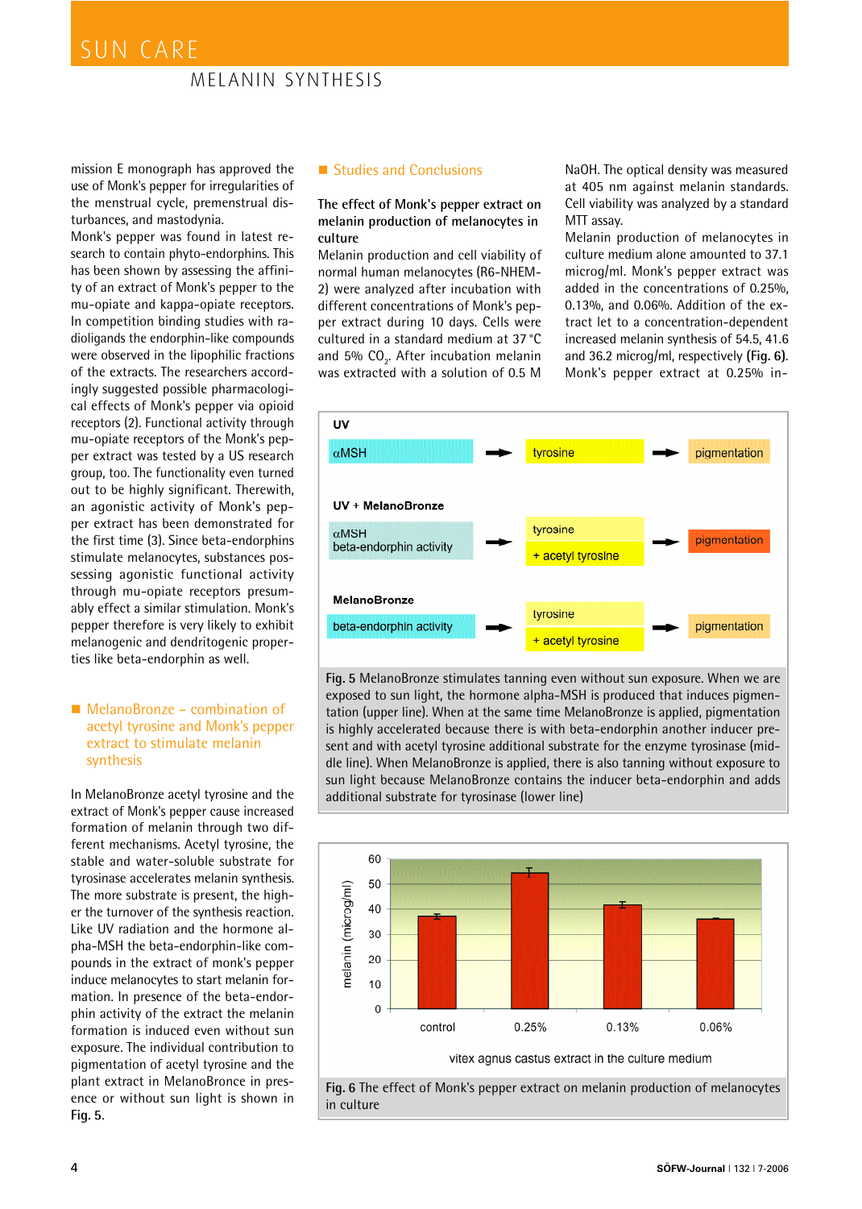mission E monograph has approved the use of Monk's pepper for irregularities of the menstrual cycle, premenstrual disturbances, and mastodynia.

Monk's pepper was found in latest research to contain phyto-endorphins. This has been shown by assessing the affinity of an extract of Monk's pepper to the mu-opiate and kappa-opiate receptors. In competition binding studies with radioligands the endorphin-like compounds were observed in the lipophilic fractions of the extracts. The researchers accordingly suggested possible pharmacological effects of Monk's pepper via opioid receptors (2). Functional activity through mu-opiate receptors of the Monk's pepper extract was tested by a US research group, too. The functionality even turned out to be highly significant. Therewith, an agonistic activity of Monk's pepper extract has been demonstrated for the first time (3). Since beta-endorphins stimulate melanocytes, substances possessing agonistic functional activity through mu-opiate receptors presumably effect a similar stimulation. Monk's pepper therefore is very likely to exhibit melanogenic and dendritogenic properties like beta-endorphin as well.

## MelanoBronze – combination of acetyl tyrosine and Monk's pepper extract to stimulate melanin synthesis

In MelanoBronze acetyl tyrosine and the extract of Monk's pepper cause increased formation of melanin through two different mechanisms. Acetyl tyrosine, the stable and water-soluble substrate for tyrosinase accelerates melanin synthesis. The more substrate is present, the higher the turnover of the synthesis reaction. Like UV radiation and the hormone alpha-MSH the beta-endorphin-like compounds in the extract of monk's pepper induce melanocytes to start melanin formation. In presence of the beta-endorphin activity of the extract the melanin formation is induced even without sun exposure. The individual contribution to pigmentation of acetyl tyrosine and the plant extract in MelanoBronze in presence or without sun light is shown in **Fig. 5**.

## Studies and Conclusions

**The effect of Monk's pepper extract on melanin production of melanocytes in culture**

Melanin production and cell viability of normal human melanocytes (R6-NHEM-2) were analyzed after incubation with different concentrations of Monk's pepper extract during 10 days. Cells were cultured in a standard medium at 37 °C and 5% $CO_2$. After incubation melanin was extracted with a solution of 0.5 M NaOH. The optical density was measured at 405 nm against melanin standards. Cell viability was analyzed by a standard MTT assay.

Melanin production of melanocytes in culture medium alone amounted to 37.1 microg/ml. Monk's pepper extract was added in the concentrations of 0.25%, 0.13%, and 0.06%. Addition of the extract let to a concentration-dependent increased melanin synthesis of 54.5, 41.6 and 36.2 microg/ml, respectively **(Fig. 6)**. Monk's pepper extract at 0.25% in-

UV

αMSH → tyrosine → pigmentation

UV + MelanoBronze

αMSH
beta-endorphin activity → tyrosine + acetyl tyrosine → pigmentation

MelanoBronze

beta-endorphin activity → tyrosine + acetyl tyrosine → pigmentation

**Fig. 5** MelanoBronze stimulates tanning even without sun exposure. When we are exposed to sun light, the hormone alpha-MSH is produced that induces pigmentation (upper line). When at the same time MelanoBronze is applied, pigmentation is highly accelerated because there is with beta-endorphin another inducer present and with acetyl tyrosine additional substrate for the enzyme tyrosinase (middle line). When MelanoBronze is applied, there is also tanning without exposure to sun light because MelanoBronze contains the inducer beta-endorphin and adds additional substrate for tyrosinase (lower line)

melanin (microg/ml)
60
50
40
30
20
10
0
control
0.25%
0.13%
0.06%
vitex agnus castus extract in the culture medium

**Fig. 6** The effect of Monk's pepper extract on melanin production of melanocytes in culture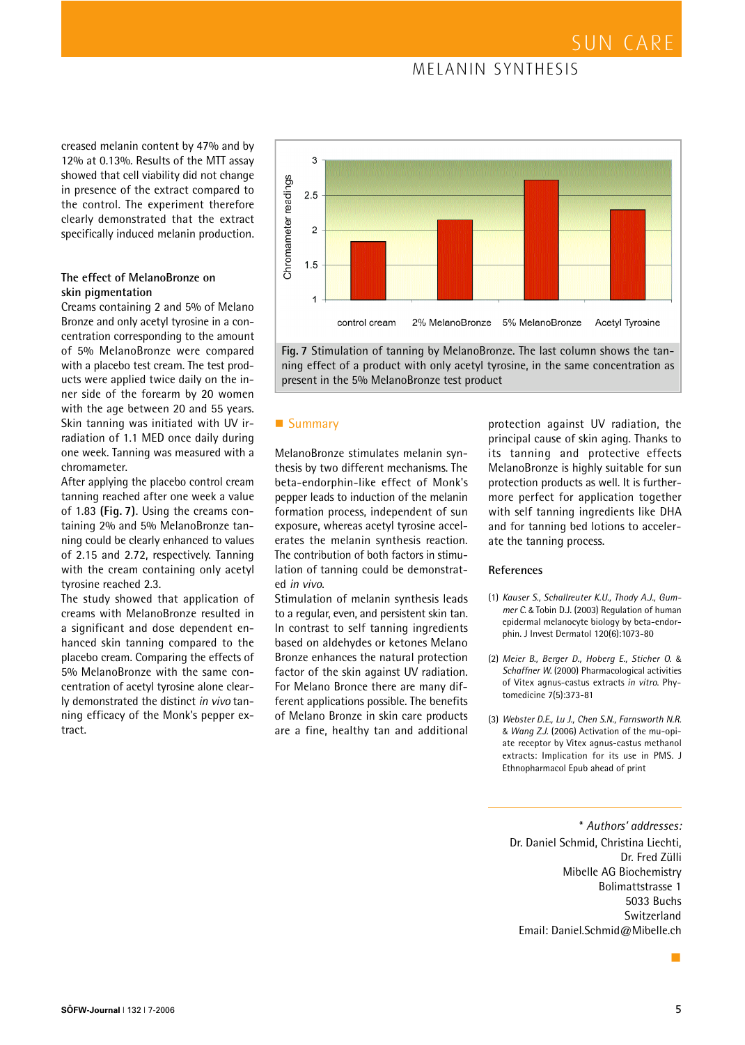creased melanin content by 47% and by 12% at 0.13%. Results of the MTT assay showed that cell viability did not change in presence of the extract compared to the control. The experiment therefore clearly demonstrated that the extract specifically induced melanin production.

### The effect of MelanoBronze on skin pigmentation

Creams containing 2 and 5% of Melano Bronze and only acetyl tyrosine in a concentration corresponding to the amount of 5% MelanoBronze were compared with a placebo test cream. The test products were applied twice daily on the inner side of the forearm by 20 women with the age between 20 and 55 years. Skin tanning was initiated with UV irradiation of 1.1 MED once daily during one week. Tanning was measured with a chromameter.

After applying the placebo control cream tanning reached after one week a value of 1.83 **(Fig. 7)**. Using the creams containing 2% and 5% MelanoBronze tanning could be clearly enhanced to values of 2.15 and 2.72, respectively. Tanning with the cream containing only acetyl tyrosine reached 2.3.

The study showed that application of creams with MelanoBronze resulted in a significant and dose dependent enhanced skin tanning compared to the placebo cream. Comparing the effects of 5% MelanoBronze with the same concentration of acetyl tyrosine alone clearly demonstrated the distinct *in vivo* tanning efficacy of the Monk's pepper extract.

Chromameter readings
3
2.5
2
1.5
1
control cream
2% MelanoBronze
5% MelanoBronze
Acetyl Tyrosine

**Fig. 7** Stimulation of tanning by MelanoBronze. The last column shows the tanning effect of a product with only acetyl tyrosine, in the same concentration as present in the 5% MelanoBronze test product

## Summary

MelanoBronze stimulates melanin synthesis by two different mechanisms. The beta-endorphin-like effect of Monk's pepper leads to induction of the melanin formation process, independent of sun exposure, whereas acetyl tyrosine accelerates the melanin synthesis reaction. The contribution of both factors in stimulation of tanning could be demonstrated *in vivo*.

Stimulation of melanin synthesis leads to a regular, even, and persistent skin tan. In contrast to self tanning ingredients based on aldehydes or ketones Melano Bronze enhances the natural protection factor of the skin against UV radiation. For Melano Bronce there are many different applications possible. The benefits of Melano Bronze in skin care products are a fine, healthy tan and additional protection against UV radiation, the principal cause of skin aging. Thanks to its tanning and protective effects MelanoBronze is highly suitable for sun protection products as well. It is furthermore perfect for application together with self tanning ingredients like DHA and for tanning bed lotions to accelerate the tanning process.

### References

(1) *Kauser S., Schallreuter K.U., Thody A.J., Gummer C.* & Tobin D.J. (2003) Regulation of human epidermal melanocyte biology by beta-endorphin. J Invest Dermatol 120(6):1073-80

(2) *Meier B., Berger D., Hoberg E., Sticher O.* & *Schaffner W.* (2000) Pharmacological activities of Vitex agnus-castus extracts *in vitro*. Phytomedicine 7(5):373-81

(3) *Webster D.E., Lu J., Chen S.N., Farnsworth N.R.* & *Wang Z.J.* (2006) Activation of the mu-opiate receptor by Vitex agnus-castus methanol extracts: Implication for its use in PMS. J Ethnopharmacol Epub ahead of print

\* *Authors' addresses:*
Dr. Daniel Schmid, Christina Liechti,
Dr. Fred Zülli
Mibelle AG Biochemistry
Bolimattstrasse 1
5033 Buchs
Switzerland
Email: Daniel.Schmid@Mibelle.ch